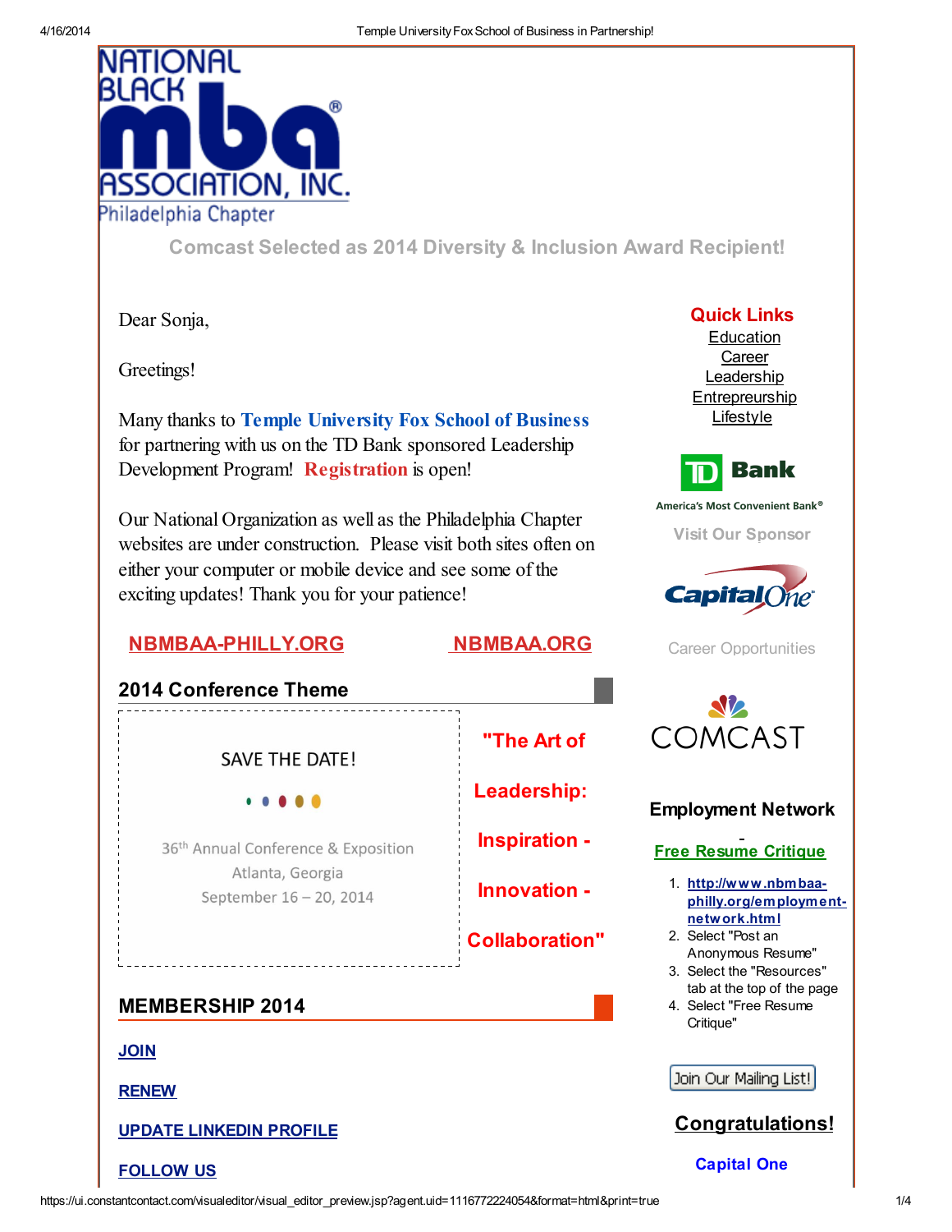NATIONAL BLACK mba ASSOCIATION, INC.
Philadelphia Chapter

## Comcast Selected as 2014 Diversity & Inclusion Award Recipient!

Dear Sonja,

Greetings!

Many thanks to **Temple University Fox School of Business** for partnering with us on the TD Bank sponsored Leadership Development Program! **Registration** is open!

Our National Organization as well as the Philadelphia Chapter websites are under construction. Please visit both sites often on either your computer or mobile device and see some of the exciting updates! Thank you for your patience!

**NBMBAA-PHILLY.ORG** **NBMBAA.ORG**

### 2014 Conference Theme

SAVE THE DATE!

36th Annual Conference & Exposition
Atlanta, Georgia
September 16 – 20, 2014

**"The Art of Leadership: Inspiration - Innovation - Collaboration"**

### MEMBERSHIP 2014

**JOIN**

**RENEW**

**UPDATE LINKEDIN PROFILE**

**FOLLOW US**

### Quick Links

Education
Career
Leadership
Entrepreurship
Lifestyle

TD Bank
America's Most Convenient Bank®

Visit Our Sponsor

Capital One

Career Opportunities

COMCAST

### Employment Network

-

**Free Resume Critique**

1. **http://www.nbmbaa-philly.org/employment-network.html**
2. Select "Post an Anonymous Resume"
3. Select the "Resources" tab at the top of the page
4. Select "Free Resume Critique"

Join Our Mailing List!

### Congratulations!

**Capital One**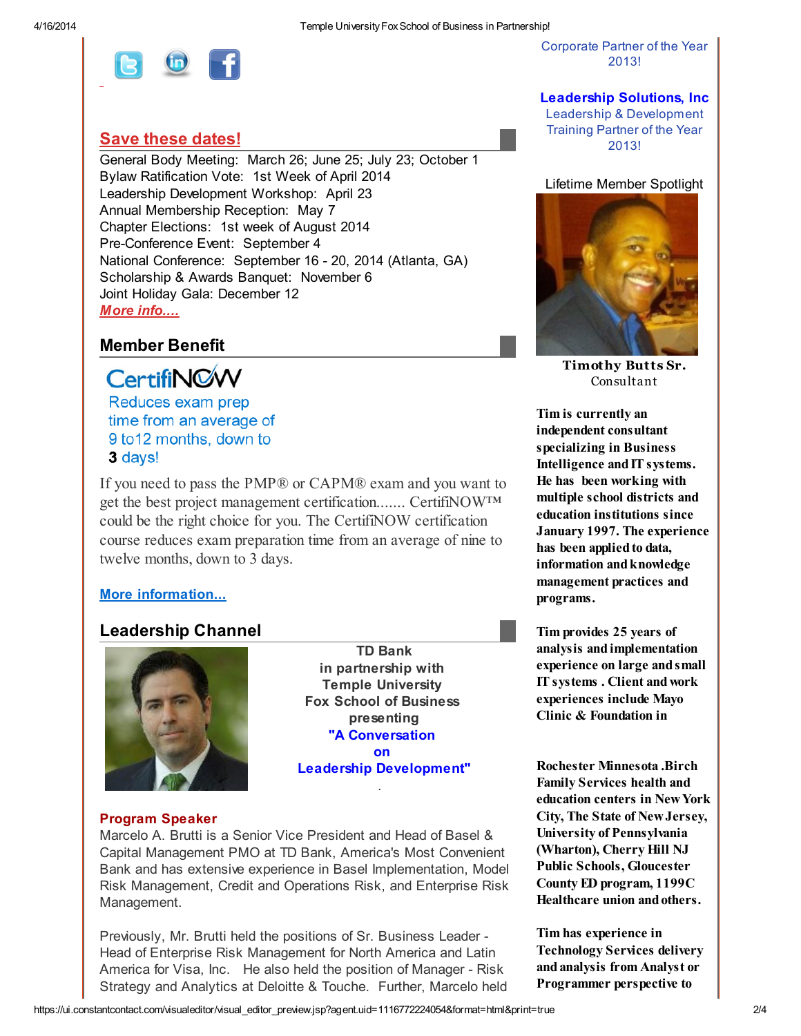## Save these dates!

General Body Meeting: March 26; June 25; July 23; October 1
Bylaw Ratification Vote: 1st Week of April 2014
Leadership Development Workshop: April 23
Annual Membership Reception: May 7
Chapter Elections: 1st week of August 2014
Pre-Conference Event: September 4
National Conference: September 16 - 20, 2014 (Atlanta, GA)
Scholarship & Awards Banquet: November 6
Joint Holiday Gala: December 12
***More info....***

## Member Benefit

CertifiNOW

Reduces exam prep time from an average of 9 to12 months, down to **3** days!

If you need to pass the PMP® or CAPM® exam and you want to get the best project management certification....... CertifiNOW™ could be the right choice for you. The CertifiNOW certification course reduces exam preparation time from an average of nine to twelve months, down to 3 days.

**More information...**

## Leadership Channel

**TD Bank in partnership with Temple University Fox School of Business presenting "A Conversation on Leadership Development"**

.

**Program Speaker**

Marcelo A. Brutti is a Senior Vice President and Head of Basel & Capital Management PMO at TD Bank, America's Most Convenient Bank and has extensive experience in Basel Implementation, Model Risk Management, Credit and Operations Risk, and Enterprise Risk Management.

Previously, Mr. Brutti held the positions of Sr. Business Leader - Head of Enterprise Risk Management for North America and Latin America for Visa, Inc. He also held the position of Manager - Risk Strategy and Analytics at Deloitte & Touche. Further, Marcelo held

Corporate Partner of the Year 2013!

**Leadership Solutions, Inc**
Leadership & Development Training Partner of the Year 2013!

Lifetime Member Spotlight

**Timothy Butts Sr.**
Consultant

**Tim is currently an independent consultant specializing in Business Intelligence and IT systems. He has been working with multiple school districts and education institutions since January 1997. The experience has been applied to data, information and knowledge management practices and programs.**

**Tim provides 25 years of analysis and implementation experience on large and small IT systems . Client and work experiences include Mayo Clinic & Foundation in**

**Rochester Minnesota .Birch Family Services health and education centers in New York City, The State of New Jersey, University of Pennsylvania (Wharton), Cherry Hill NJ Public Schools, Gloucester County ED program, 1199C Healthcare union and others.**

**Tim has experience in Technology Services delivery and analysis from Analyst or Programmer perspective to**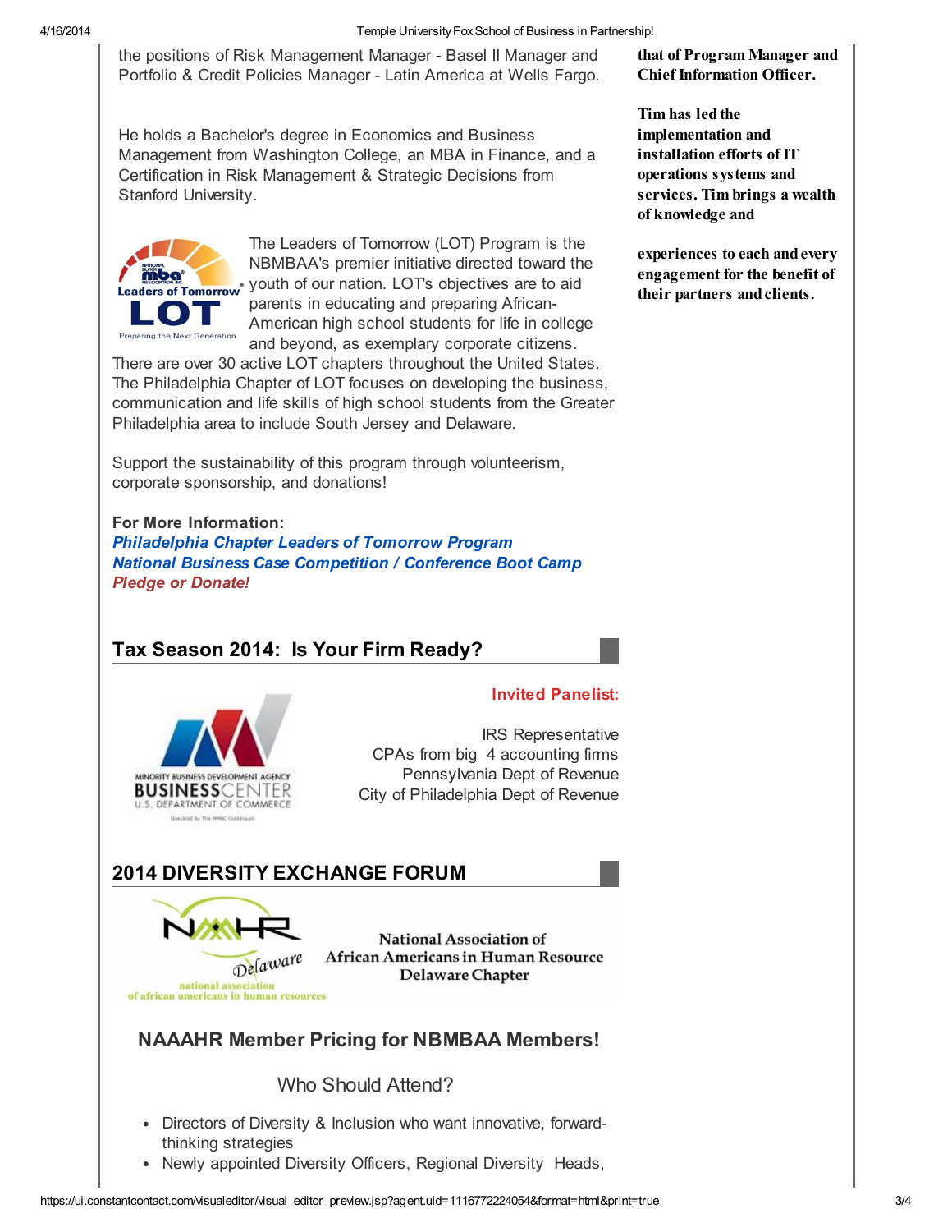the positions of Risk Management Manager - Basel II Manager and Portfolio & Credit Policies Manager - Latin America at Wells Fargo.

He holds a Bachelor's degree in Economics and Business Management from Washington College, an MBA in Finance, and a Certification in Risk Management & Strategic Decisions from Stanford University.

The Leaders of Tomorrow (LOT) Program is the NBMBAA's premier initiative directed toward the youth of our nation. LOT's objectives are to aid parents in educating and preparing African-American high school students for life in college and beyond, as exemplary corporate citizens. There are over 30 active LOT chapters throughout the United States. The Philadelphia Chapter of LOT focuses on developing the business, communication and life skills of high school students from the Greater Philadelphia area to include South Jersey and Delaware.

Support the sustainability of this program through volunteerism, corporate sponsorship, and donations!

**For More Information:**
***Philadelphia Chapter Leaders of Tomorrow Program***
***National Business Case Competition / Conference Boot Camp***
***Pledge or Donate!***

## Tax Season 2014: Is Your Firm Ready?

**Invited Panelist:**

IRS Representative
CPAs from big 4 accounting firms
Pennsylvania Dept of Revenue
City of Philadelphia Dept of Revenue

## 2014 DIVERSITY EXCHANGE FORUM

**National Association of African Americans in Human Resource Delaware Chapter**

### NAAAHR Member Pricing for NBMBAA Members!

Who Should Attend?

- Directors of Diversity & Inclusion who want innovative, forward-thinking strategies
- Newly appointed Diversity Officers, Regional Diversity Heads,

**that of Program Manager and Chief Information Officer.**

**Tim has led the implementation and installation efforts of IT operations systems and services. Tim brings a wealth of knowledge and experiences to each and every engagement for the benefit of their partners and clients.**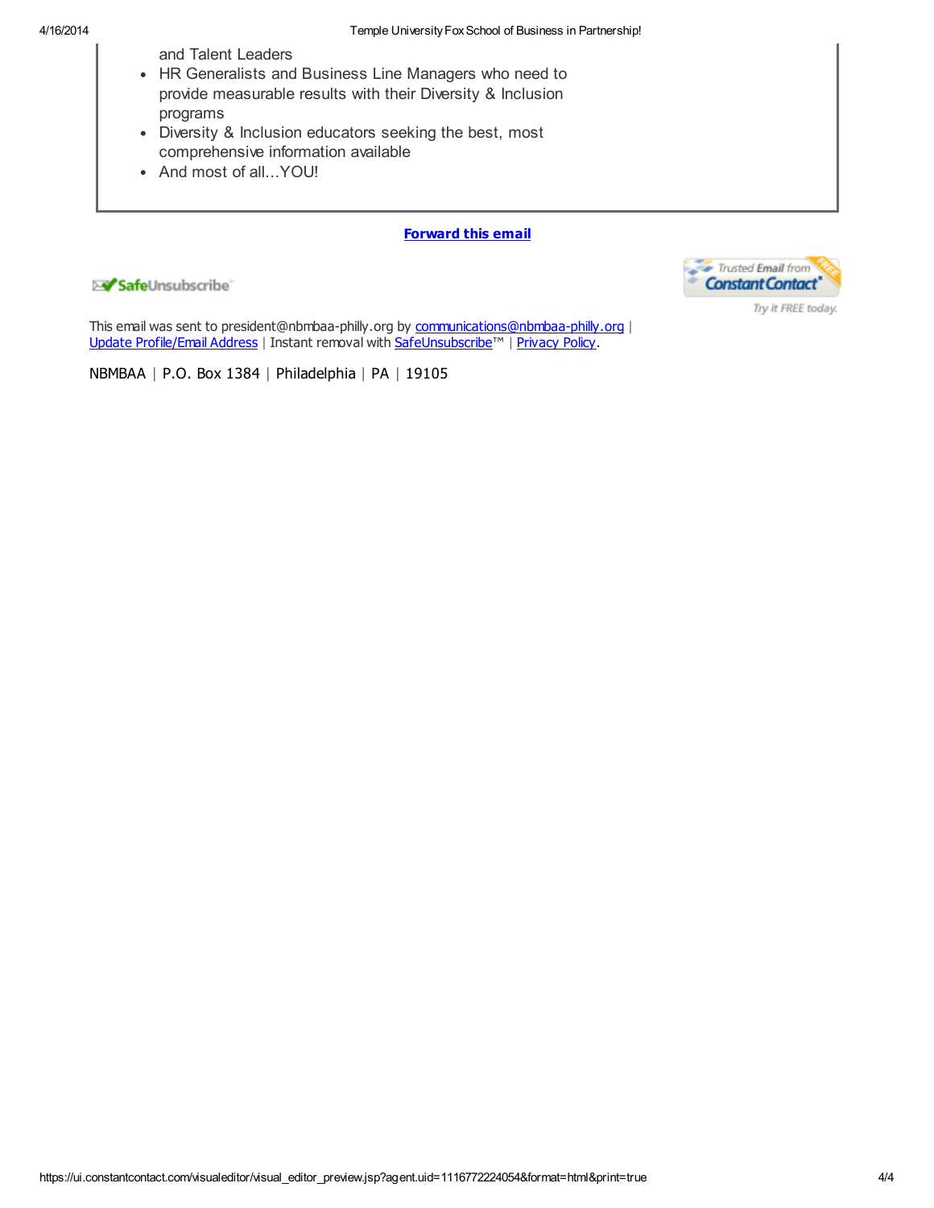and Talent Leaders

- HR Generalists and Business Line Managers who need to provide measurable results with their Diversity & Inclusion programs
- Diversity & Inclusion educators seeking the best, most comprehensive information available
- And most of all...YOU!

**Forward this email**

SafeUnsubscribe

Trusted Email from Constant Contact

Try it FREE today.

This email was sent to president@nbmbaa-philly.org by communications@nbmbaa-philly.org | Update Profile/Email Address | Instant removal with SafeUnsubscribe™ | Privacy Policy.

NBMBAA | P.O. Box 1384 | Philadelphia | PA | 19105